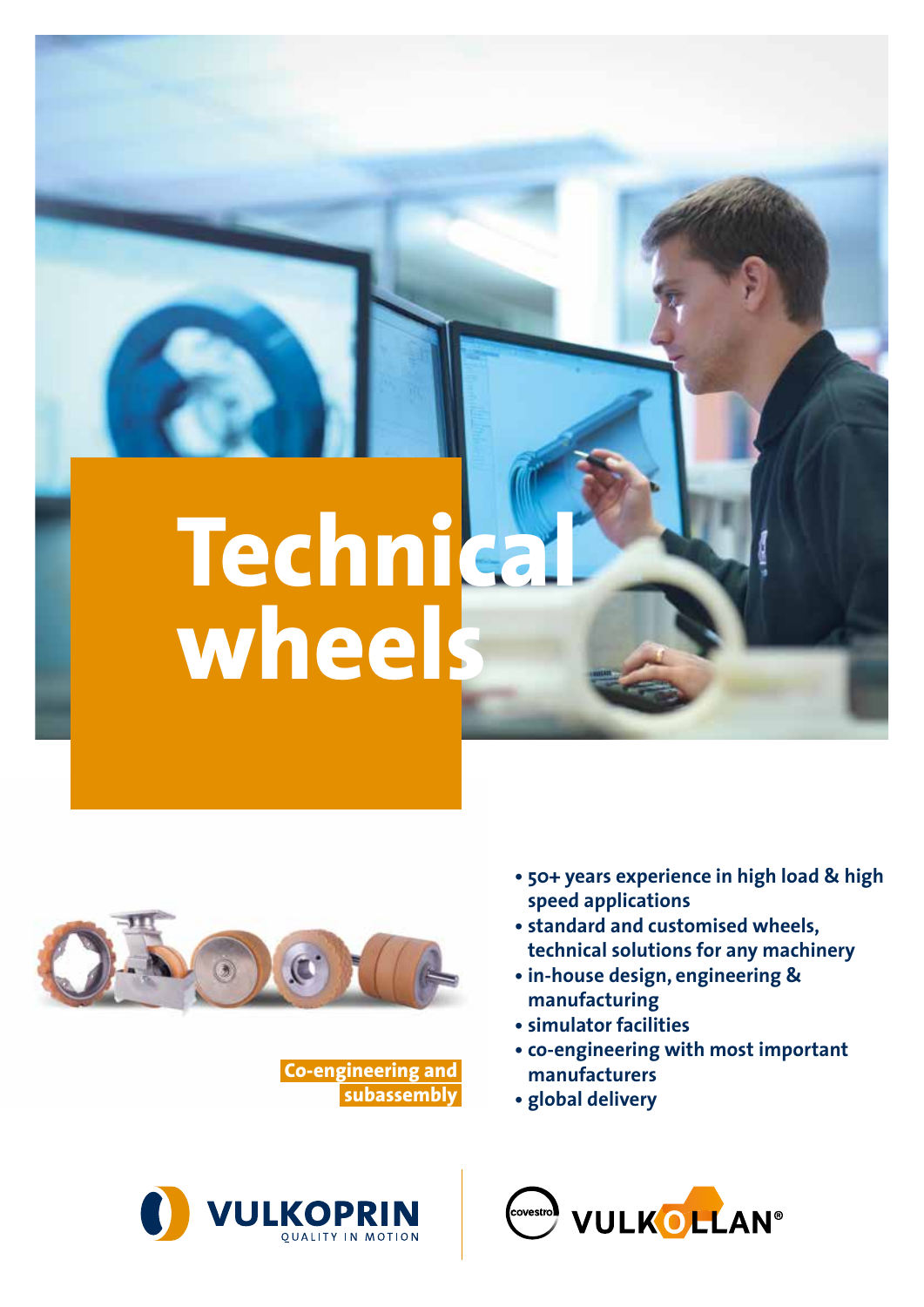# Technical wheels

**Co-engineering and subassembly**

- **50+ years experience in high load & high speed applications**
- **standard and customised wheels, technical solutions for any machinery**
- **in-house design, engineering & manufacturing**
- **simulator facilities**
- **co-engineering with most important manufacturers**
- **global delivery**

VULKOPRIN QUALITY IN MOTION

covestro VULKOLLAN®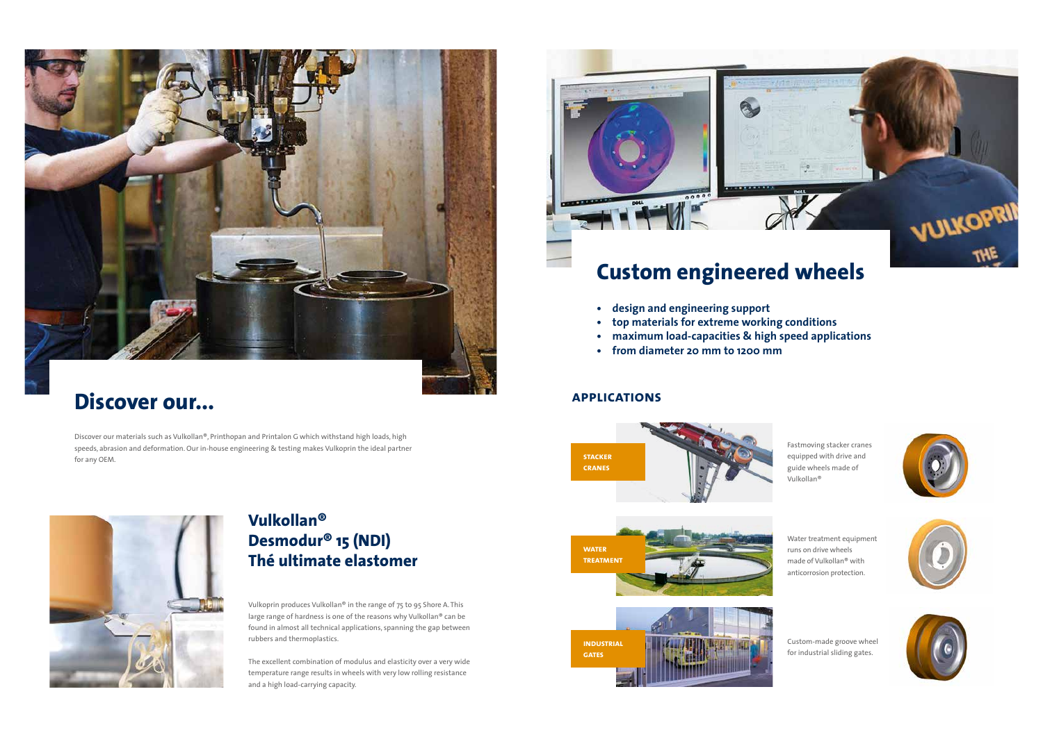# Discover our...

Discover our materials such as Vulkollan®, Printhopan and Printalon G which withstand high loads, high speeds, abrasion and deformation. Our in-house engineering & testing makes Vulkoprin the ideal partner for any OEM.

## Vulkollan®
## Desmodur® 15 (NDI)
## Thé ultimate elastomer

Vulkoprin produces Vulkollan® in the range of 75 to 95 Shore A. This large range of hardness is one of the reasons why Vulkollan® can be found in almost all technical applications, spanning the gap between rubbers and thermoplastics.

The excellent combination of modulus and elasticity over a very wide temperature range results in wheels with very low rolling resistance and a high load-carrying capacity.

# Custom engineered wheels

- **design and engineering support**
- **top materials for extreme working conditions**
- **maximum load-capacities & high speed applications**
- **from diameter 20 mm to 1200 mm**

### APPLICATIONS

**STACKER CRANES**

Fastmoving stacker cranes equipped with drive and guide wheels made of Vulkollan®

**WATER TREATMENT**

Water treatment equipment runs on drive wheels made of Vulkollan® with anticorrosion protection.

**INDUSTRIAL GATES**

Custom-made groove wheel for industrial sliding gates.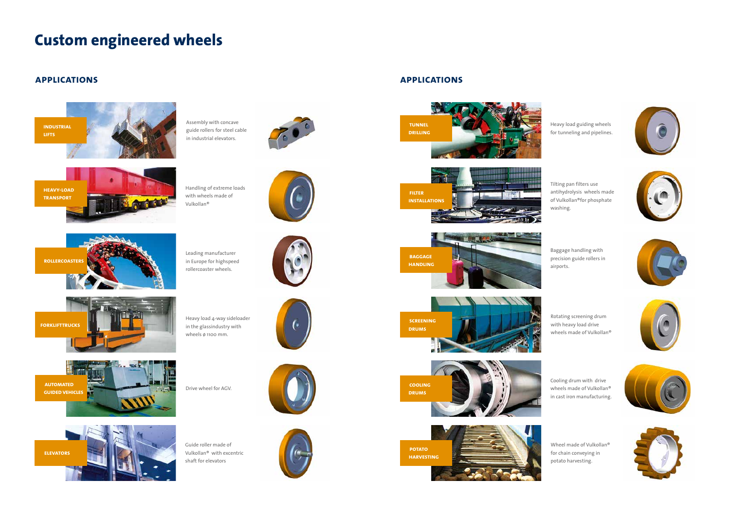# Custom engineered wheels

## APPLICATIONS

**INDUSTRIAL LIFTS**

Assembly with concave guide rollers for steel cable in industrial elevators.

**HEAVY-LOAD TRANSPORT**

Handling of extreme loads with wheels made of Vulkollan®

**ROLLERCOASTERS**

Leading manufacturer in Europe for highspeed rollercoaster wheels.

**FORKLIFTTRUCKS**

Heavy load 4-way sideloader in the glassindustry with wheels ø 1100 mm.

**AUTOMATED GUIDED VEHICLES**

Drive wheel for AGV.

**ELEVATORS**

Guide roller made of Vulkollan® with excentric shaft for elevators

## APPLICATIONS

**TUNNEL DRILLING**

Heavy load guiding wheels for tunneling and pipelines.

**FILTER INSTALLATIONS**

Tilting pan filters use antihydrolysis wheels made of Vulkollan® for phosphate washing.

**BAGGAGE HANDLING**

Baggage handling with precision guide rollers in airports.

**SCREENING DRUMS**

Rotating screening drum with heavy load drive wheels made of Vulkollan®

**COOLING DRUMS**

Cooling drum with drive wheels made of Vulkollan® in cast iron manufacturing.

**POTATO HARVESTING**

Wheel made of Vulkollan® for chain conveying in potato harvesting.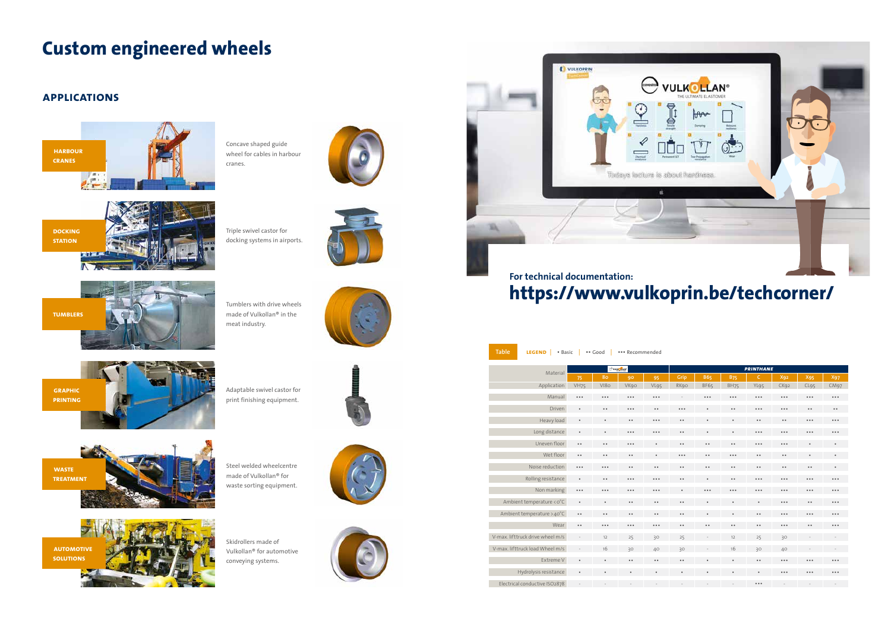# Custom engineered wheels

## APPLICATIONS

**HARBOUR CRANES**

Concave shaped guide wheel for cables in harbour cranes.

**DOCKING STATION**

Triple swivel castor for docking systems in airports.

**TUMBLERS**

Tumblers with drive wheels made of Vulkollan® in the meat industry.

**GRAPHIC PRINTING**

Adaptable swivel castor for print finishing equipment.

**WASTE TREATMENT**

Steel welded wheelcentre made of Vulkollan® for waste sorting equipment.

**AUTOMOTIVE SOLUTIONS**

Skidrollers made of Vulkollan® for automotive conveying systems.

For technical documentation:

## https://www.vulkoprin.be/techcorner/

**Table**

**LEGEND** | • Basic | •• Good | ••• Recommended

| Material | VULKOLLAN | | | | PRINTHANE | | | | | | |
|---|---|---|---|---|---|---|---|---|---|---|---|
| | 75 | 80 | 90 | 95 | Grip | B65 | B75 | C | X92 | X95 | X97 |
| Application | VH75 | VI80 | VK90 | VL95 | RK90 | BF65 | BH75 | YL95 | CK92 | CL95 | CM97 |
| Manual | ••• | ••• | ••• | ••• | - | ••• | ••• | ••• | ••• | ••• | ••• |
| Driven | • | •• | ••• | •• | ••• | • | •• | ••• | ••• | •• | •• |
| Heavy load | • | • | •• | ••• | •• | • | • | •• | •• | ••• | ••• |
| Long distance | • | • | ••• | ••• | •• | • | • | ••• | ••• | ••• | ••• |
| Uneven floor | •• | •• | ••• | • | •• | •• | •• | ••• | ••• | • | • |
| Wet floor | •• | •• | •• | • | ••• | •• | ••• | •• | •• | • | • |
| Noise reduction | ••• | ••• | •• | •• | •• | •• | •• | •• | •• | •• | • |
| Rolling resistance | • | •• | ••• | ••• | •• | • | •• | ••• | ••• | ••• | ••• |
| Non marking | ••• | ••• | ••• | ••• | • | ••• | ••• | ••• | ••• | ••• | ••• |
| Ambient temperature <0°C | • | • | •• | •• | •• | • | • | • | ••• | •• | ••• |
| Ambient temperature >40°C | •• | •• | •• | •• | •• | • | • | •• | ••• | ••• | ••• |
| Wear | •• | ••• | ••• | ••• | •• | •• | •• | •• | ••• | •• | ••• |
| V-max. lifttruck drive wheel m/s | - | 12 | 25 | 30 | 25 | - | 12 | 25 | 30 | - | - |
| V-max. lifttruck load Wheel m/s | - | 16 | 30 | 40 | 30 | - | 16 | 30 | 40 | - | - |
| Extreme V | • | • | •• | •• | •• | • | • | •• | ••• | ••• | ••• |
| Hydrolysis resistance | • | • | • | • | • | • | • | • | ••• | ••• | ••• |
| Electrical conductive ISO2878 | - | - | - | - | - | - | - | ••• | - | - | - |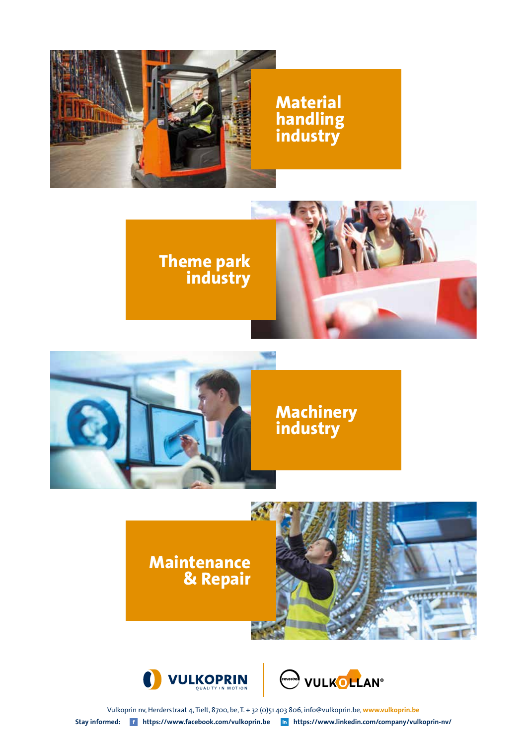## Material handling industry

## Theme park industry

## Machinery industry

## Maintenance & Repair

VULKOPRIN QUALITY IN MOTION

VULKOLLAN®

Vulkoprin nv, Herderstraat 4, Tielt, 8700, be, T. + 32 (0)51 403 806, info@vulkoprin.be, **www.vulkoprin.be**

**Stay informed:** **https://www.facebook.com/vulkoprin.be** **https://www.linkedin.com/company/vulkoprin-nv/**